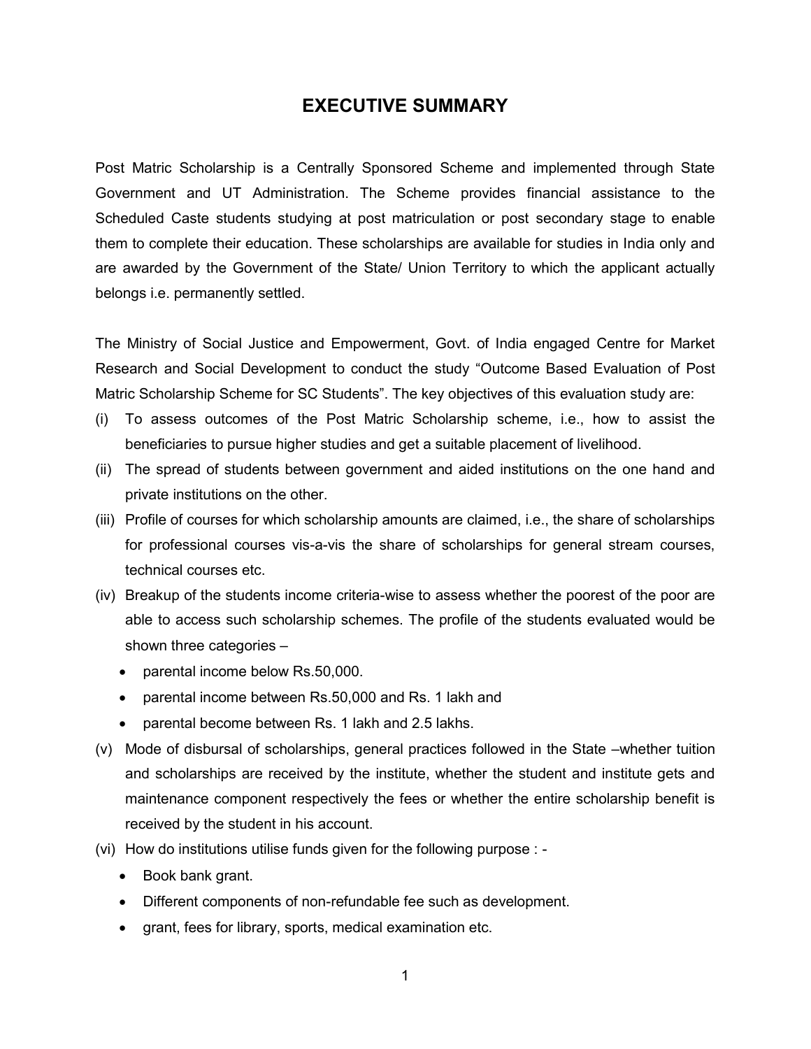# EXECUTIVE SUMMARY

Post Matric Scholarship is a Centrally Sponsored Scheme and implemented through State Government and UT Administration. The Scheme provides financial assistance to the Scheduled Caste students studying at post matriculation or post secondary stage to enable them to complete their education. These scholarships are available for studies in India only and are awarded by the Government of the State/ Union Territory to which the applicant actually belongs i.e. permanently settled.

The Ministry of Social Justice and Empowerment, Govt. of India engaged Centre for Market Research and Social Development to conduct the study "Outcome Based Evaluation of Post Matric Scholarship Scheme for SC Students". The key objectives of this evaluation study are:

(i) To assess outcomes of the Post Matric Scholarship scheme, i.e., how to assist the beneficiaries to pursue higher studies and get a suitable placement of livelihood.

(ii) The spread of students between government and aided institutions on the one hand and private institutions on the other.

(iii) Profile of courses for which scholarship amounts are claimed, i.e., the share of scholarships for professional courses vis-a-vis the share of scholarships for general stream courses, technical courses etc.

(iv) Breakup of the students income criteria-wise to assess whether the poorest of the poor are able to access such scholarship schemes. The profile of the students evaluated would be shown three categories –
   - parental income below Rs.50,000.
   - parental income between Rs.50,000 and Rs. 1 lakh and
   - parental become between Rs. 1 lakh and 2.5 lakhs.

(v) Mode of disbursal of scholarships, general practices followed in the State –whether tuition and scholarships are received by the institute, whether the student and institute gets and maintenance component respectively the fees or whether the entire scholarship benefit is received by the student in his account.

(vi) How do institutions utilise funds given for the following purpose : -
   - Book bank grant.
   - Different components of non-refundable fee such as development.
   - grant, fees for library, sports, medical examination etc.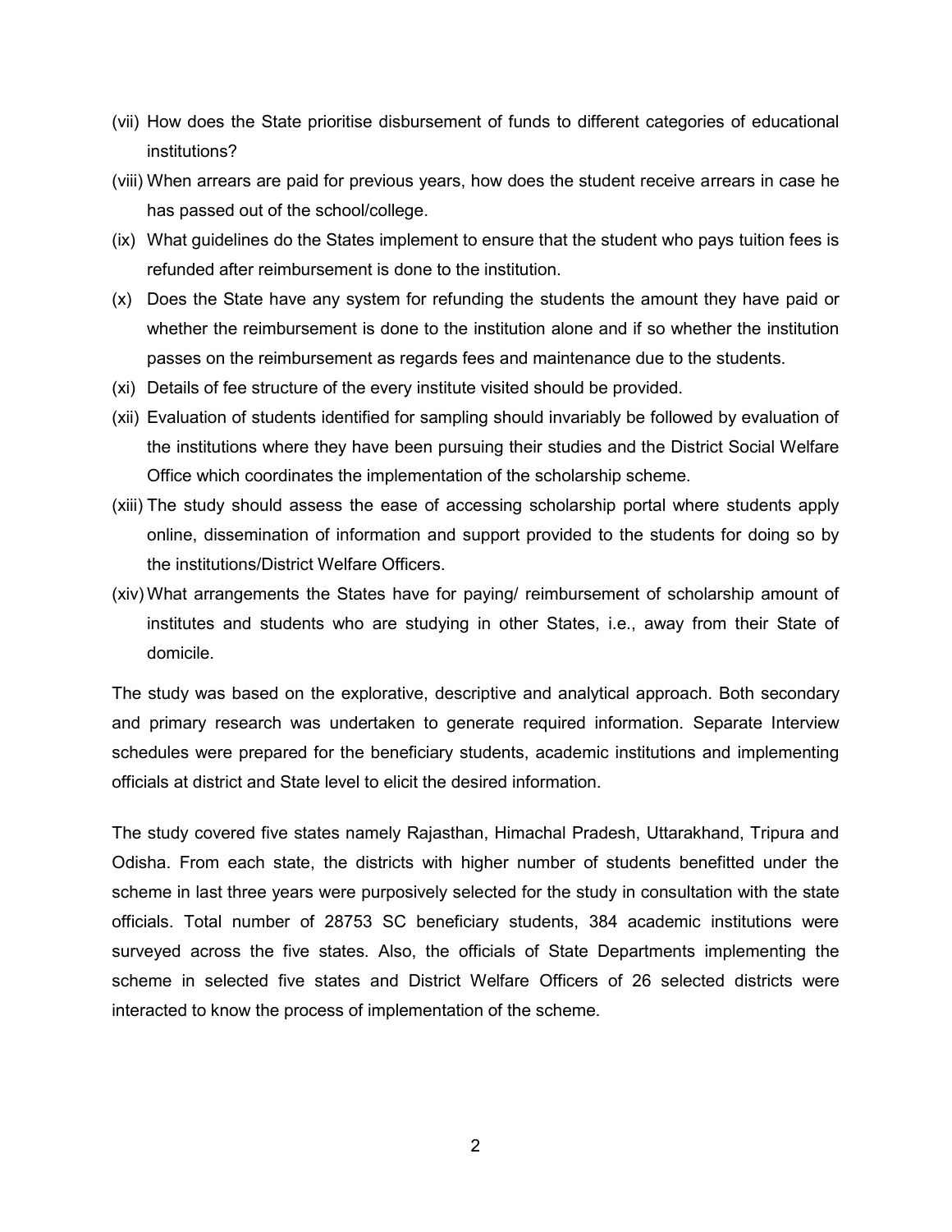(vii) How does the State prioritise disbursement of funds to different categories of educational institutions?

(viii) When arrears are paid for previous years, how does the student receive arrears in case he has passed out of the school/college.

(ix) What guidelines do the States implement to ensure that the student who pays tuition fees is refunded after reimbursement is done to the institution.

(x) Does the State have any system for refunding the students the amount they have paid or whether the reimbursement is done to the institution alone and if so whether the institution passes on the reimbursement as regards fees and maintenance due to the students.

(xi) Details of fee structure of the every institute visited should be provided.

(xii) Evaluation of students identified for sampling should invariably be followed by evaluation of the institutions where they have been pursuing their studies and the District Social Welfare Office which coordinates the implementation of the scholarship scheme.

(xiii) The study should assess the ease of accessing scholarship portal where students apply online, dissemination of information and support provided to the students for doing so by the institutions/District Welfare Officers.

(xiv) What arrangements the States have for paying/ reimbursement of scholarship amount of institutes and students who are studying in other States, i.e., away from their State of domicile.

The study was based on the explorative, descriptive and analytical approach. Both secondary and primary research was undertaken to generate required information. Separate Interview schedules were prepared for the beneficiary students, academic institutions and implementing officials at district and State level to elicit the desired information.

The study covered five states namely Rajasthan, Himachal Pradesh, Uttarakhand, Tripura and Odisha. From each state, the districts with higher number of students benefitted under the scheme in last three years were purposively selected for the study in consultation with the state officials. Total number of 28753 SC beneficiary students, 384 academic institutions were surveyed across the five states. Also, the officials of State Departments implementing the scheme in selected five states and District Welfare Officers of 26 selected districts were interacted to know the process of implementation of the scheme.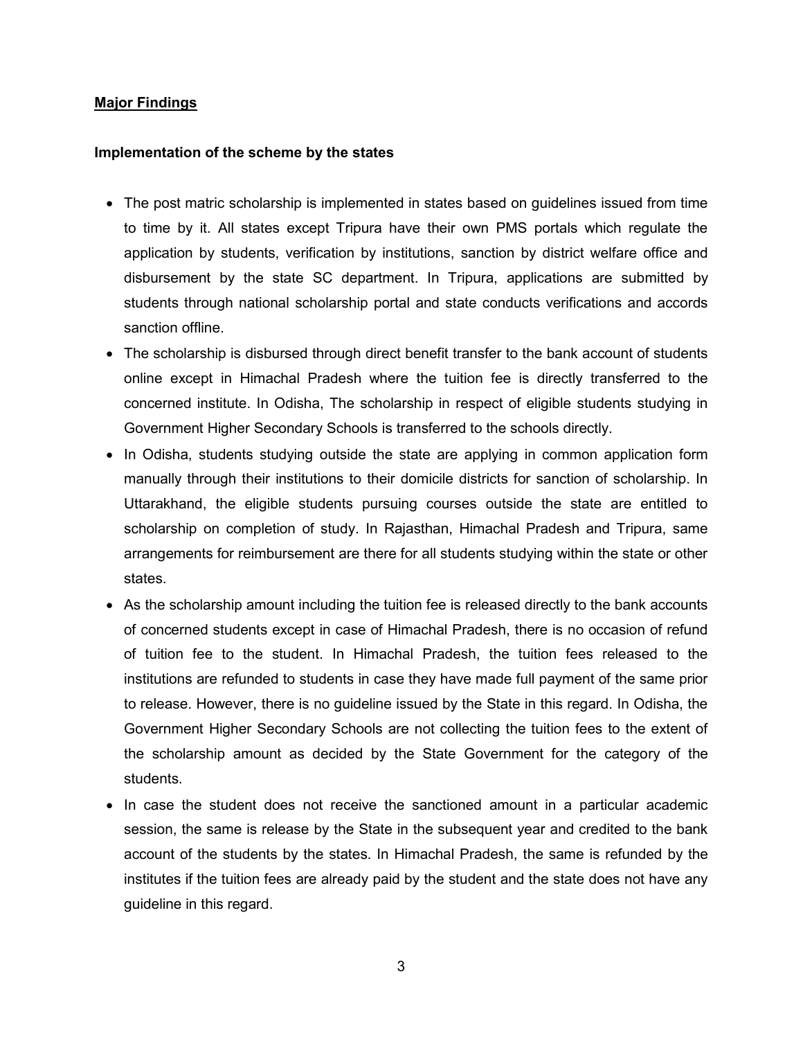## Major Findings

### Implementation of the scheme by the states

- The post matric scholarship is implemented in states based on guidelines issued from time to time by it. All states except Tripura have their own PMS portals which regulate the application by students, verification by institutions, sanction by district welfare office and disbursement by the state SC department. In Tripura, applications are submitted by students through national scholarship portal and state conducts verifications and accords sanction offline.
- The scholarship is disbursed through direct benefit transfer to the bank account of students online except in Himachal Pradesh where the tuition fee is directly transferred to the concerned institute. In Odisha, The scholarship in respect of eligible students studying in Government Higher Secondary Schools is transferred to the schools directly.
- In Odisha, students studying outside the state are applying in common application form manually through their institutions to their domicile districts for sanction of scholarship. In Uttarakhand, the eligible students pursuing courses outside the state are entitled to scholarship on completion of study. In Rajasthan, Himachal Pradesh and Tripura, same arrangements for reimbursement are there for all students studying within the state or other states.
- As the scholarship amount including the tuition fee is released directly to the bank accounts of concerned students except in case of Himachal Pradesh, there is no occasion of refund of tuition fee to the student. In Himachal Pradesh, the tuition fees released to the institutions are refunded to students in case they have made full payment of the same prior to release. However, there is no guideline issued by the State in this regard. In Odisha, the Government Higher Secondary Schools are not collecting the tuition fees to the extent of the scholarship amount as decided by the State Government for the category of the students.
- In case the student does not receive the sanctioned amount in a particular academic session, the same is release by the State in the subsequent year and credited to the bank account of the students by the states. In Himachal Pradesh, the same is refunded by the institutes if the tuition fees are already paid by the student and the state does not have any guideline in this regard.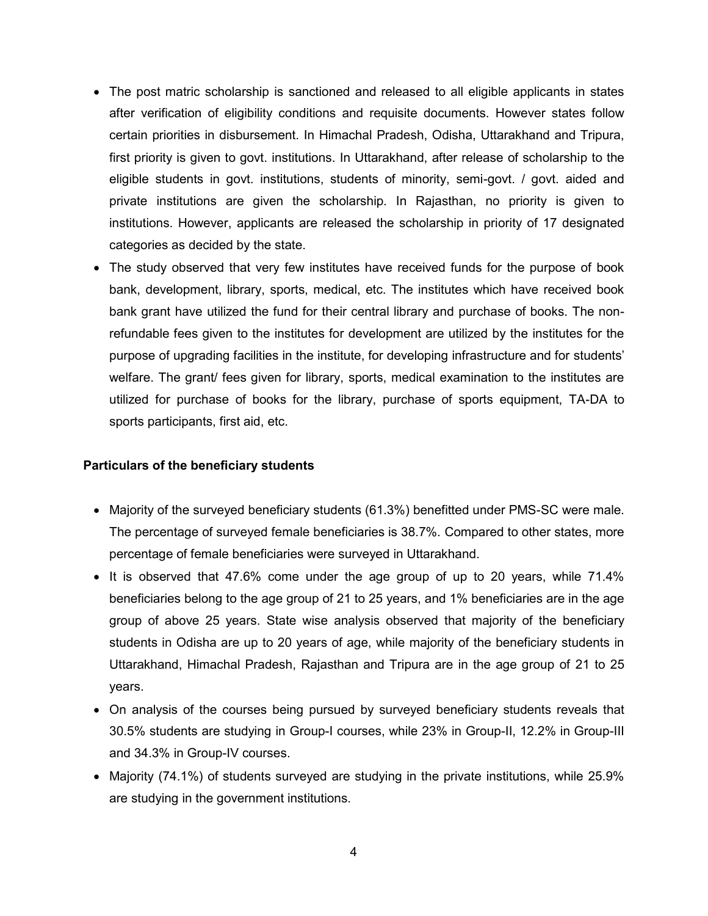- The post matric scholarship is sanctioned and released to all eligible applicants in states after verification of eligibility conditions and requisite documents. However states follow certain priorities in disbursement. In Himachal Pradesh, Odisha, Uttarakhand and Tripura, first priority is given to govt. institutions. In Uttarakhand, after release of scholarship to the eligible students in govt. institutions, students of minority, semi-govt. / govt. aided and private institutions are given the scholarship. In Rajasthan, no priority is given to institutions. However, applicants are released the scholarship in priority of 17 designated categories as decided by the state.
- The study observed that very few institutes have received funds for the purpose of book bank, development, library, sports, medical, etc. The institutes which have received book bank grant have utilized the fund for their central library and purchase of books. The non-refundable fees given to the institutes for development are utilized by the institutes for the purpose of upgrading facilities in the institute, for developing infrastructure and for students' welfare. The grant/ fees given for library, sports, medical examination to the institutes are utilized for purchase of books for the library, purchase of sports equipment, TA-DA to sports participants, first aid, etc.

**Particulars of the beneficiary students**

- Majority of the surveyed beneficiary students (61.3%) benefitted under PMS-SC were male. The percentage of surveyed female beneficiaries is 38.7%. Compared to other states, more percentage of female beneficiaries were surveyed in Uttarakhand.
- It is observed that 47.6% come under the age group of up to 20 years, while 71.4% beneficiaries belong to the age group of 21 to 25 years, and 1% beneficiaries are in the age group of above 25 years. State wise analysis observed that majority of the beneficiary students in Odisha are up to 20 years of age, while majority of the beneficiary students in Uttarakhand, Himachal Pradesh, Rajasthan and Tripura are in the age group of 21 to 25 years.
- On analysis of the courses being pursued by surveyed beneficiary students reveals that 30.5% students are studying in Group-I courses, while 23% in Group-II, 12.2% in Group-III and 34.3% in Group-IV courses.
- Majority (74.1%) of students surveyed are studying in the private institutions, while 25.9% are studying in the government institutions.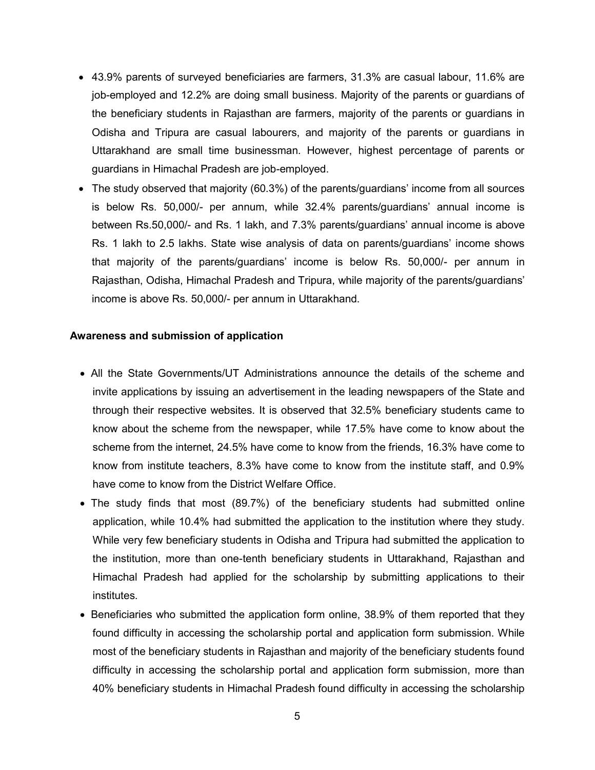- 43.9% parents of surveyed beneficiaries are farmers, 31.3% are casual labour, 11.6% are job-employed and 12.2% are doing small business. Majority of the parents or guardians of the beneficiary students in Rajasthan are farmers, majority of the parents or guardians in Odisha and Tripura are casual labourers, and majority of the parents or guardians in Uttarakhand are small time businessman. However, highest percentage of parents or guardians in Himachal Pradesh are job-employed.
- The study observed that majority (60.3%) of the parents/guardians' income from all sources is below Rs. 50,000/- per annum, while 32.4% parents/guardians' annual income is between Rs.50,000/- and Rs. 1 lakh, and 7.3% parents/guardians' annual income is above Rs. 1 lakh to 2.5 lakhs. State wise analysis of data on parents/guardians' income shows that majority of the parents/guardians' income is below Rs. 50,000/- per annum in Rajasthan, Odisha, Himachal Pradesh and Tripura, while majority of the parents/guardians' income is above Rs. 50,000/- per annum in Uttarakhand.

**Awareness and submission of application**

- All the State Governments/UT Administrations announce the details of the scheme and invite applications by issuing an advertisement in the leading newspapers of the State and through their respective websites. It is observed that 32.5% beneficiary students came to know about the scheme from the newspaper, while 17.5% have come to know about the scheme from the internet, 24.5% have come to know from the friends, 16.3% have come to know from institute teachers, 8.3% have come to know from the institute staff, and 0.9% have come to know from the District Welfare Office.
- The study finds that most (89.7%) of the beneficiary students had submitted online application, while 10.4% had submitted the application to the institution where they study. While very few beneficiary students in Odisha and Tripura had submitted the application to the institution, more than one-tenth beneficiary students in Uttarakhand, Rajasthan and Himachal Pradesh had applied for the scholarship by submitting applications to their institutes.
- Beneficiaries who submitted the application form online, 38.9% of them reported that they found difficulty in accessing the scholarship portal and application form submission. While most of the beneficiary students in Rajasthan and majority of the beneficiary students found difficulty in accessing the scholarship portal and application form submission, more than 40% beneficiary students in Himachal Pradesh found difficulty in accessing the scholarship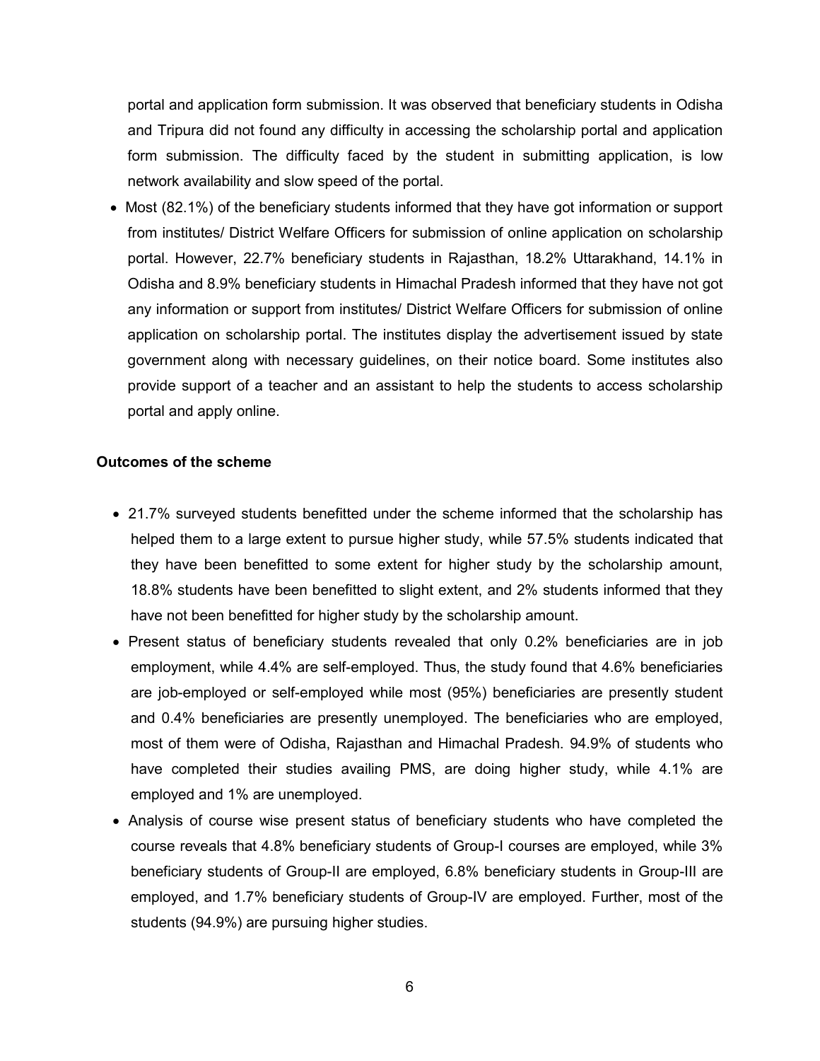portal and application form submission. It was observed that beneficiary students in Odisha and Tripura did not found any difficulty in accessing the scholarship portal and application form submission. The difficulty faced by the student in submitting application, is low network availability and slow speed of the portal.

- Most (82.1%) of the beneficiary students informed that they have got information or support from institutes/ District Welfare Officers for submission of online application on scholarship portal. However, 22.7% beneficiary students in Rajasthan, 18.2% Uttarakhand, 14.1% in Odisha and 8.9% beneficiary students in Himachal Pradesh informed that they have not got any information or support from institutes/ District Welfare Officers for submission of online application on scholarship portal. The institutes display the advertisement issued by state government along with necessary guidelines, on their notice board. Some institutes also provide support of a teacher and an assistant to help the students to access scholarship portal and apply online.

**Outcomes of the scheme**

- 21.7% surveyed students benefitted under the scheme informed that the scholarship has helped them to a large extent to pursue higher study, while 57.5% students indicated that they have been benefitted to some extent for higher study by the scholarship amount, 18.8% students have been benefitted to slight extent, and 2% students informed that they have not been benefitted for higher study by the scholarship amount.
- Present status of beneficiary students revealed that only 0.2% beneficiaries are in job employment, while 4.4% are self-employed. Thus, the study found that 4.6% beneficiaries are job-employed or self-employed while most (95%) beneficiaries are presently student and 0.4% beneficiaries are presently unemployed. The beneficiaries who are employed, most of them were of Odisha, Rajasthan and Himachal Pradesh. 94.9% of students who have completed their studies availing PMS, are doing higher study, while 4.1% are employed and 1% are unemployed.
- Analysis of course wise present status of beneficiary students who have completed the course reveals that 4.8% beneficiary students of Group-I courses are employed, while 3% beneficiary students of Group-II are employed, 6.8% beneficiary students in Group-III are employed, and 1.7% beneficiary students of Group-IV are employed. Further, most of the students (94.9%) are pursuing higher studies.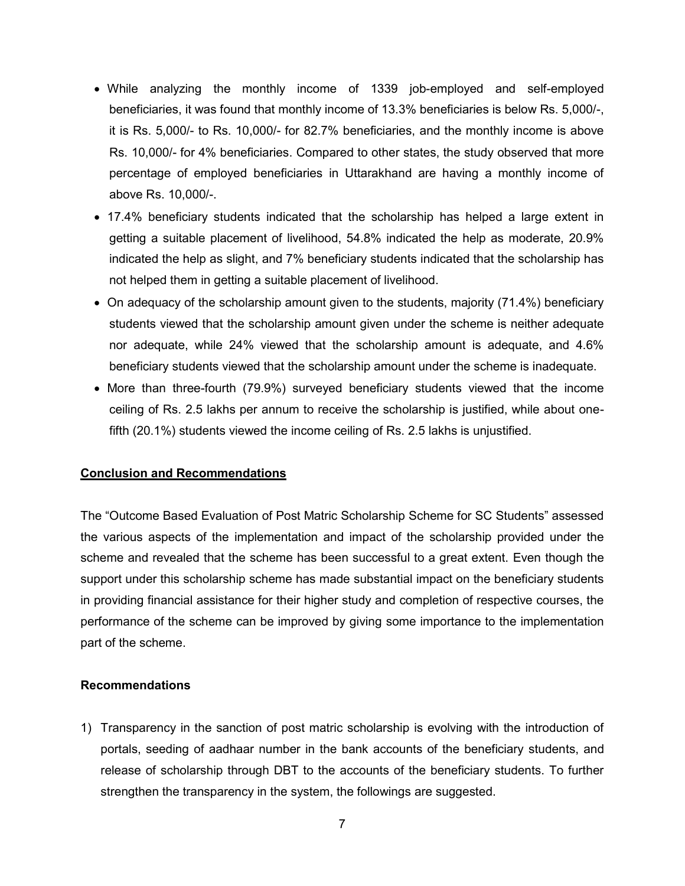- While analyzing the monthly income of 1339 job-employed and self-employed beneficiaries, it was found that monthly income of 13.3% beneficiaries is below Rs. 5,000/-, it is Rs. 5,000/- to Rs. 10,000/- for 82.7% beneficiaries, and the monthly income is above Rs. 10,000/- for 4% beneficiaries. Compared to other states, the study observed that more percentage of employed beneficiaries in Uttarakhand are having a monthly income of above Rs. 10,000/-.
- 17.4% beneficiary students indicated that the scholarship has helped a large extent in getting a suitable placement of livelihood, 54.8% indicated the help as moderate, 20.9% indicated the help as slight, and 7% beneficiary students indicated that the scholarship has not helped them in getting a suitable placement of livelihood.
- On adequacy of the scholarship amount given to the students, majority (71.4%) beneficiary students viewed that the scholarship amount given under the scheme is neither adequate nor adequate, while 24% viewed that the scholarship amount is adequate, and 4.6% beneficiary students viewed that the scholarship amount under the scheme is inadequate.
- More than three-fourth (79.9%) surveyed beneficiary students viewed that the income ceiling of Rs. 2.5 lakhs per annum to receive the scholarship is justified, while about one-fifth (20.1%) students viewed the income ceiling of Rs. 2.5 lakhs is unjustified.

## Conclusion and Recommendations

The "Outcome Based Evaluation of Post Matric Scholarship Scheme for SC Students" assessed the various aspects of the implementation and impact of the scholarship provided under the scheme and revealed that the scheme has been successful to a great extent. Even though the support under this scholarship scheme has made substantial impact on the beneficiary students in providing financial assistance for their higher study and completion of respective courses, the performance of the scheme can be improved by giving some importance to the implementation part of the scheme.

### Recommendations

1) Transparency in the sanction of post matric scholarship is evolving with the introduction of portals, seeding of aadhaar number in the bank accounts of the beneficiary students, and release of scholarship through DBT to the accounts of the beneficiary students. To further strengthen the transparency in the system, the followings are suggested.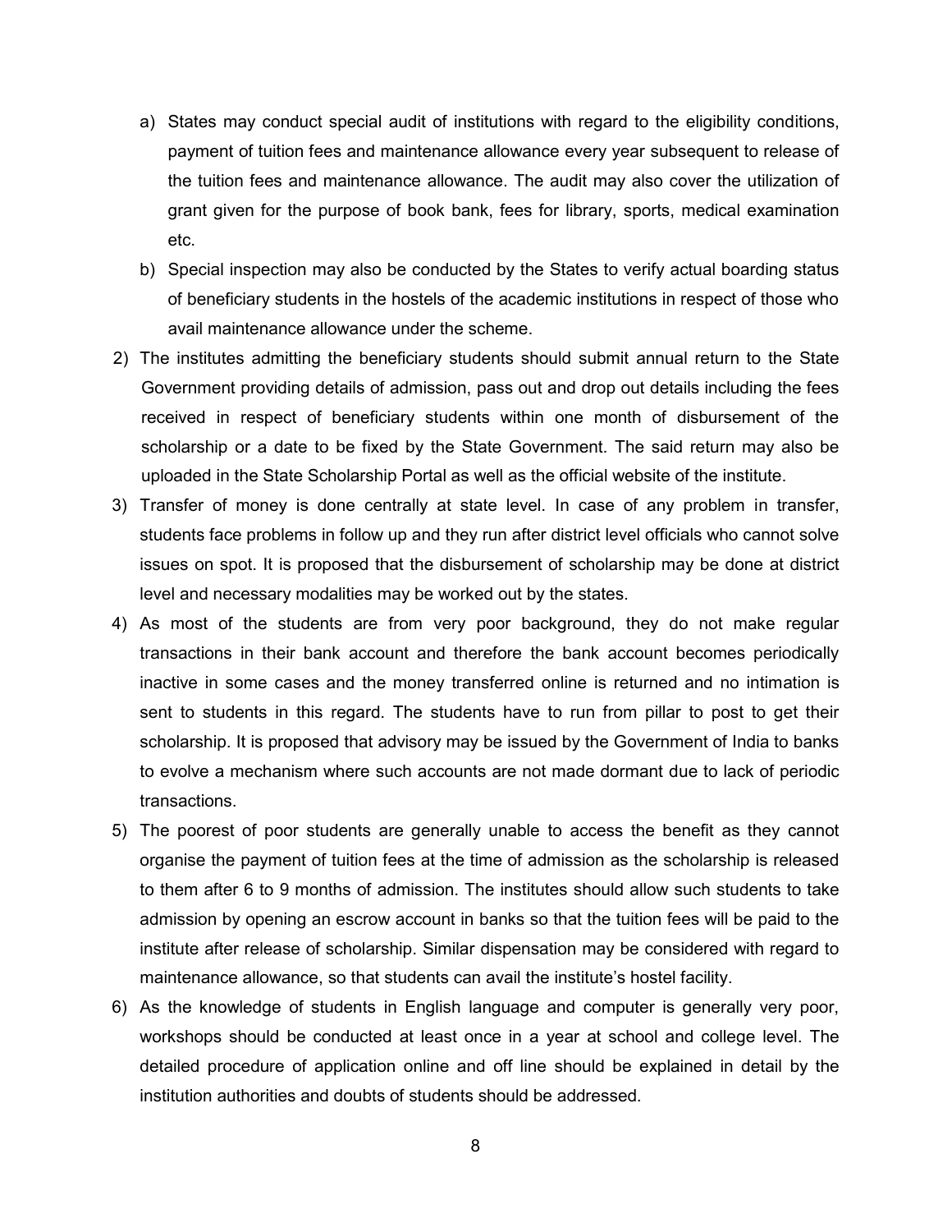a) States may conduct special audit of institutions with regard to the eligibility conditions, payment of tuition fees and maintenance allowance every year subsequent to release of the tuition fees and maintenance allowance. The audit may also cover the utilization of grant given for the purpose of book bank, fees for library, sports, medical examination etc.

b) Special inspection may also be conducted by the States to verify actual boarding status of beneficiary students in the hostels of the academic institutions in respect of those who avail maintenance allowance under the scheme.

2) The institutes admitting the beneficiary students should submit annual return to the State Government providing details of admission, pass out and drop out details including the fees received in respect of beneficiary students within one month of disbursement of the scholarship or a date to be fixed by the State Government. The said return may also be uploaded in the State Scholarship Portal as well as the official website of the institute.

3) Transfer of money is done centrally at state level. In case of any problem in transfer, students face problems in follow up and they run after district level officials who cannot solve issues on spot. It is proposed that the disbursement of scholarship may be done at district level and necessary modalities may be worked out by the states.

4) As most of the students are from very poor background, they do not make regular transactions in their bank account and therefore the bank account becomes periodically inactive in some cases and the money transferred online is returned and no intimation is sent to students in this regard. The students have to run from pillar to post to get their scholarship. It is proposed that advisory may be issued by the Government of India to banks to evolve a mechanism where such accounts are not made dormant due to lack of periodic transactions.

5) The poorest of poor students are generally unable to access the benefit as they cannot organise the payment of tuition fees at the time of admission as the scholarship is released to them after 6 to 9 months of admission. The institutes should allow such students to take admission by opening an escrow account in banks so that the tuition fees will be paid to the institute after release of scholarship. Similar dispensation may be considered with regard to maintenance allowance, so that students can avail the institute's hostel facility.

6) As the knowledge of students in English language and computer is generally very poor, workshops should be conducted at least once in a year at school and college level. The detailed procedure of application online and off line should be explained in detail by the institution authorities and doubts of students should be addressed.